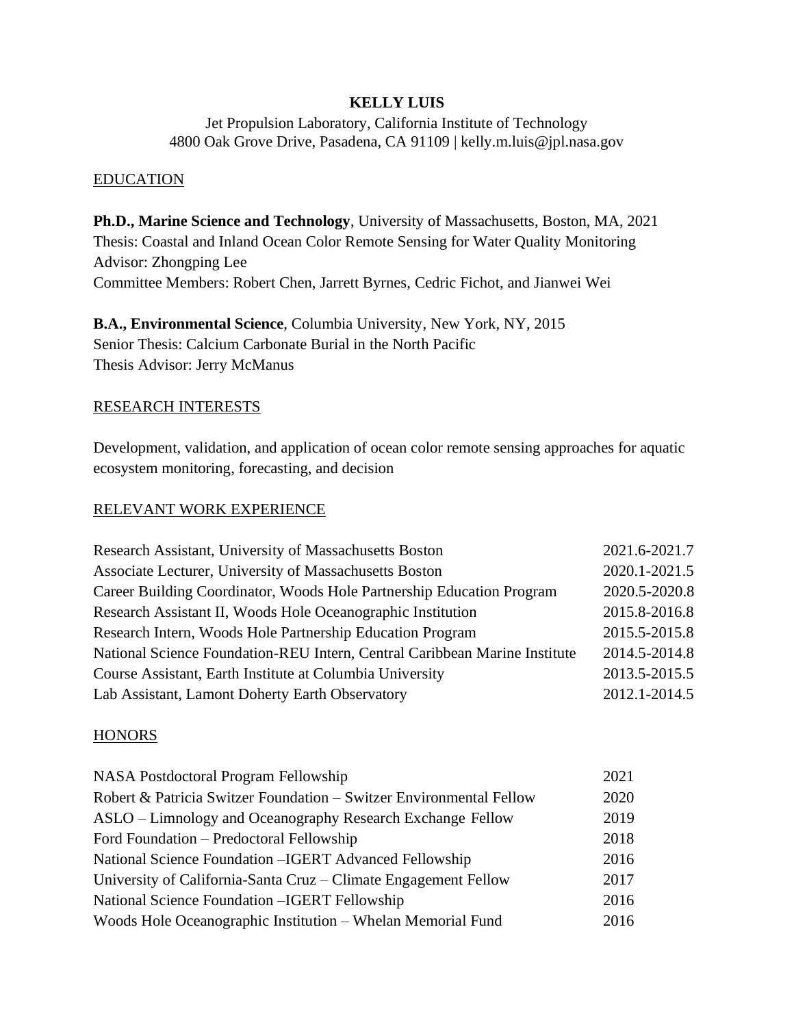# KELLY LUIS

Jet Propulsion Laboratory, California Institute of Technology
4800 Oak Grove Drive, Pasadena, CA 91109 | kelly.m.luis@jpl.nasa.gov

## EDUCATION

**Ph.D., Marine Science and Technology**, University of Massachusetts, Boston, MA, 2021
Thesis: Coastal and Inland Ocean Color Remote Sensing for Water Quality Monitoring
Advisor: Zhongping Lee
Committee Members: Robert Chen, Jarrett Byrnes, Cedric Fichot, and Jianwei Wei

**B.A., Environmental Science**, Columbia University, New York, NY, 2015
Senior Thesis: Calcium Carbonate Burial in the North Pacific
Thesis Advisor: Jerry McManus

## RESEARCH INTERESTS

Development, validation, and application of ocean color remote sensing approaches for aquatic ecosystem monitoring, forecasting, and decision

## RELEVANT WORK EXPERIENCE

| | |
|---|---|
| Research Assistant, University of Massachusetts Boston | 2021.6-2021.7 |
| Associate Lecturer, University of Massachusetts Boston | 2020.1-2021.5 |
| Career Building Coordinator, Woods Hole Partnership Education Program | 2020.5-2020.8 |
| Research Assistant II, Woods Hole Oceanographic Institution | 2015.8-2016.8 |
| Research Intern, Woods Hole Partnership Education Program | 2015.5-2015.8 |
| National Science Foundation-REU Intern, Central Caribbean Marine Institute | 2014.5-2014.8 |
| Course Assistant, Earth Institute at Columbia University | 2013.5-2015.5 |
| Lab Assistant, Lamont Doherty Earth Observatory | 2012.1-2014.5 |

## HONORS

| | |
|---|---|
| NASA Postdoctoral Program Fellowship | 2021 |
| Robert & Patricia Switzer Foundation – Switzer Environmental Fellow | 2020 |
| ASLO – Limnology and Oceanography Research Exchange Fellow | 2019 |
| Ford Foundation – Predoctoral Fellowship | 2018 |
| National Science Foundation –IGERT Advanced Fellowship | 2016 |
| University of California-Santa Cruz – Climate Engagement Fellow | 2017 |
| National Science Foundation –IGERT Fellowship | 2016 |
| Woods Hole Oceanographic Institution – Whelan Memorial Fund | 2016 |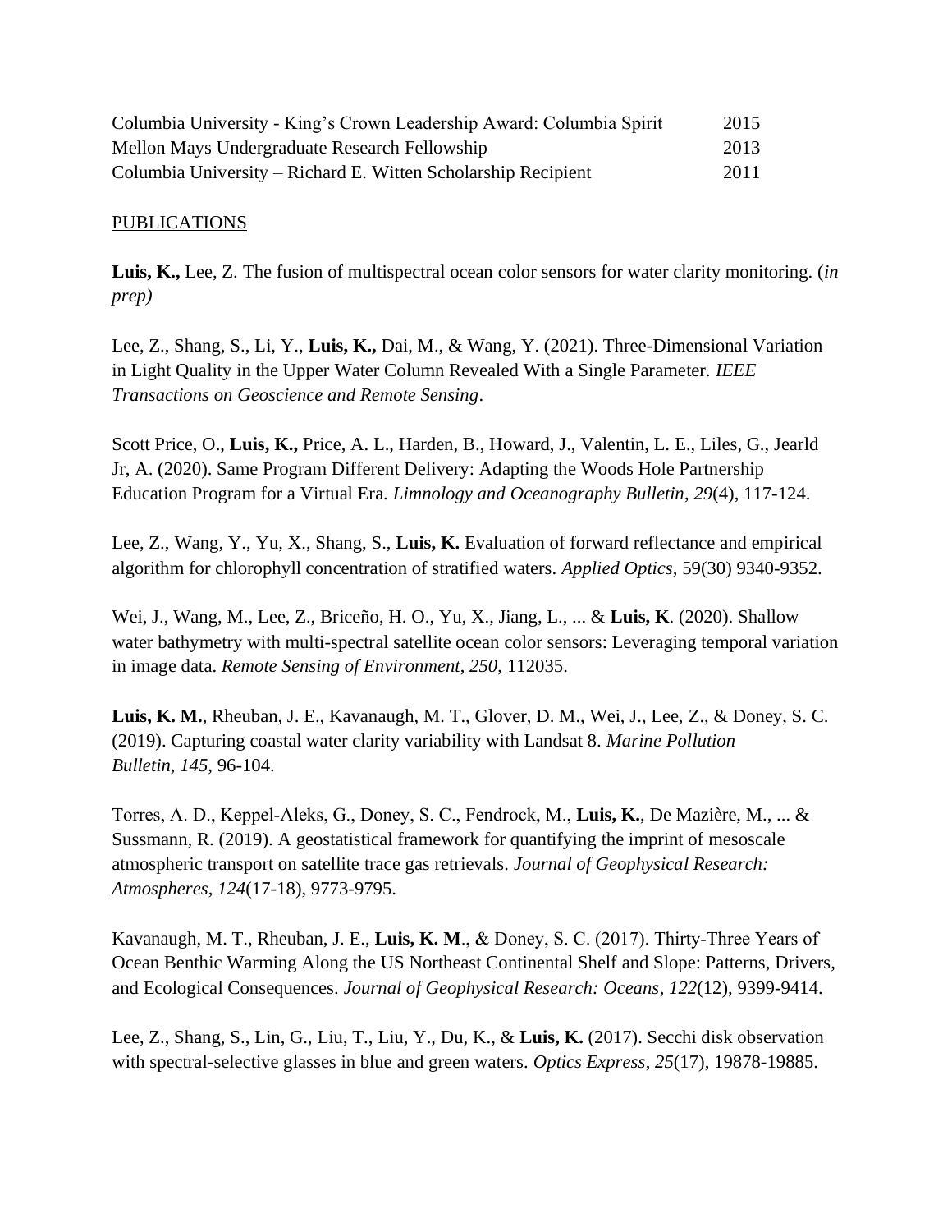| | |
|---|---|
| Columbia University - King's Crown Leadership Award: Columbia Spirit | 2015 |
| Mellon Mays Undergraduate Research Fellowship | 2013 |
| Columbia University – Richard E. Witten Scholarship Recipient | 2011 |

PUBLICATIONS

**Luis, K.,** Lee, Z. The fusion of multispectral ocean color sensors for water clarity monitoring. (*in prep)*

Lee, Z., Shang, S., Li, Y., **Luis, K.,** Dai, M., & Wang, Y. (2021). Three-Dimensional Variation in Light Quality in the Upper Water Column Revealed With a Single Parameter. *IEEE Transactions on Geoscience and Remote Sensing*.

Scott Price, O., **Luis, K.,** Price, A. L., Harden, B., Howard, J., Valentin, L. E., Liles, G., Jearld Jr, A. (2020). Same Program Different Delivery: Adapting the Woods Hole Partnership Education Program for a Virtual Era. *Limnology and Oceanography Bulletin*, *29*(4), 117-124.

Lee, Z., Wang, Y., Yu, X., Shang, S., **Luis, K.** Evaluation of forward reflectance and empirical algorithm for chlorophyll concentration of stratified waters. *Applied Optics,* 59(30) 9340-9352.

Wei, J., Wang, M., Lee, Z., Briceño, H. O., Yu, X., Jiang, L., ... & **Luis, K**. (2020). Shallow water bathymetry with multi-spectral satellite ocean color sensors: Leveraging temporal variation in image data. *Remote Sensing of Environment*, *250*, 112035.

**Luis, K. M.**, Rheuban, J. E., Kavanaugh, M. T., Glover, D. M., Wei, J., Lee, Z., & Doney, S. C. (2019). Capturing coastal water clarity variability with Landsat 8. *Marine Pollution Bulletin*, *145*, 96-104.

Torres, A. D., Keppel-Aleks, G., Doney, S. C., Fendrock, M., **Luis, K.**, De Mazière, M., ... & Sussmann, R. (2019). A geostatistical framework for quantifying the imprint of mesoscale atmospheric transport on satellite trace gas retrievals. *Journal of Geophysical Research: Atmospheres*, *124*(17-18), 9773-9795.

Kavanaugh, M. T., Rheuban, J. E., **Luis, K. M**., & Doney, S. C. (2017). Thirty-Three Years of Ocean Benthic Warming Along the US Northeast Continental Shelf and Slope: Patterns, Drivers, and Ecological Consequences. *Journal of Geophysical Research: Oceans*, *122*(12), 9399-9414.

Lee, Z., Shang, S., Lin, G., Liu, T., Liu, Y., Du, K., & **Luis, K.** (2017). Secchi disk observation with spectral-selective glasses in blue and green waters. *Optics Express*, *25*(17), 19878-19885.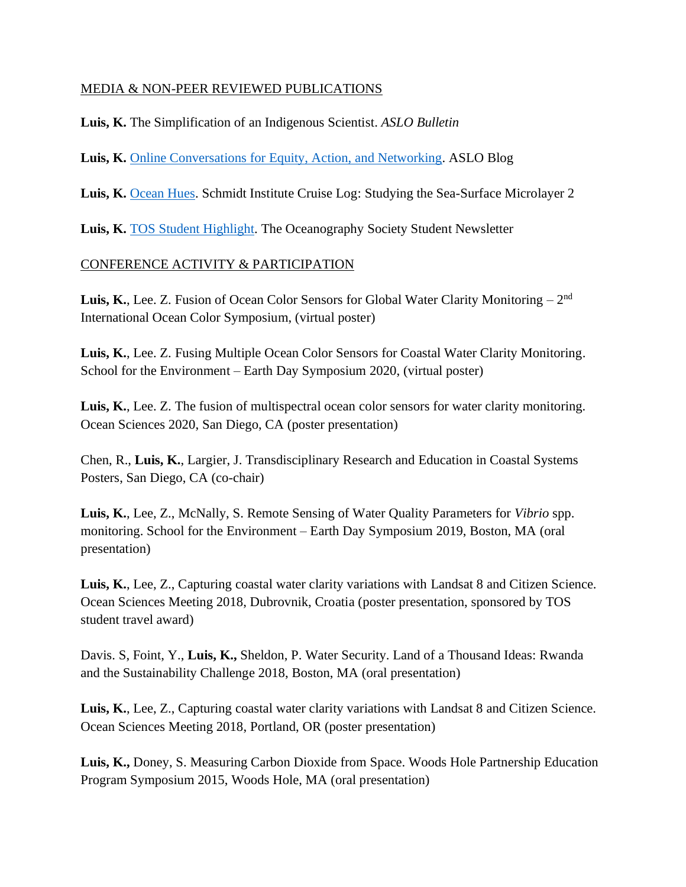MEDIA & NON-PEER REVIEWED PUBLICATIONS

**Luis, K.** The Simplification of an Indigenous Scientist. *ASLO Bulletin*

**Luis, K.** Online Conversations for Equity, Action, and Networking. ASLO Blog

**Luis, K.** Ocean Hues. Schmidt Institute Cruise Log: Studying the Sea-Surface Microlayer 2

**Luis, K.** TOS Student Highlight. The Oceanography Society Student Newsletter

CONFERENCE ACTIVITY & PARTICIPATION

**Luis, K.**, Lee. Z. Fusion of Ocean Color Sensors for Global Water Clarity Monitoring – 2nd International Ocean Color Symposium, (virtual poster)

**Luis, K.**, Lee. Z. Fusing Multiple Ocean Color Sensors for Coastal Water Clarity Monitoring. School for the Environment – Earth Day Symposium 2020, (virtual poster)

**Luis, K.**, Lee. Z. The fusion of multispectral ocean color sensors for water clarity monitoring. Ocean Sciences 2020, San Diego, CA (poster presentation)

Chen, R., **Luis, K.**, Largier, J. Transdisciplinary Research and Education in Coastal Systems Posters, San Diego, CA (co-chair)

**Luis, K.**, Lee, Z., McNally, S. Remote Sensing of Water Quality Parameters for *Vibrio* spp. monitoring. School for the Environment – Earth Day Symposium 2019, Boston, MA (oral presentation)

**Luis, K.**, Lee, Z., Capturing coastal water clarity variations with Landsat 8 and Citizen Science. Ocean Sciences Meeting 2018, Dubrovnik, Croatia (poster presentation, sponsored by TOS student travel award)

Davis. S, Foint, Y., **Luis, K.,** Sheldon, P. Water Security. Land of a Thousand Ideas: Rwanda and the Sustainability Challenge 2018, Boston, MA (oral presentation)

**Luis, K.**, Lee, Z., Capturing coastal water clarity variations with Landsat 8 and Citizen Science. Ocean Sciences Meeting 2018, Portland, OR (poster presentation)

**Luis, K.,** Doney, S. Measuring Carbon Dioxide from Space. Woods Hole Partnership Education Program Symposium 2015, Woods Hole, MA (oral presentation)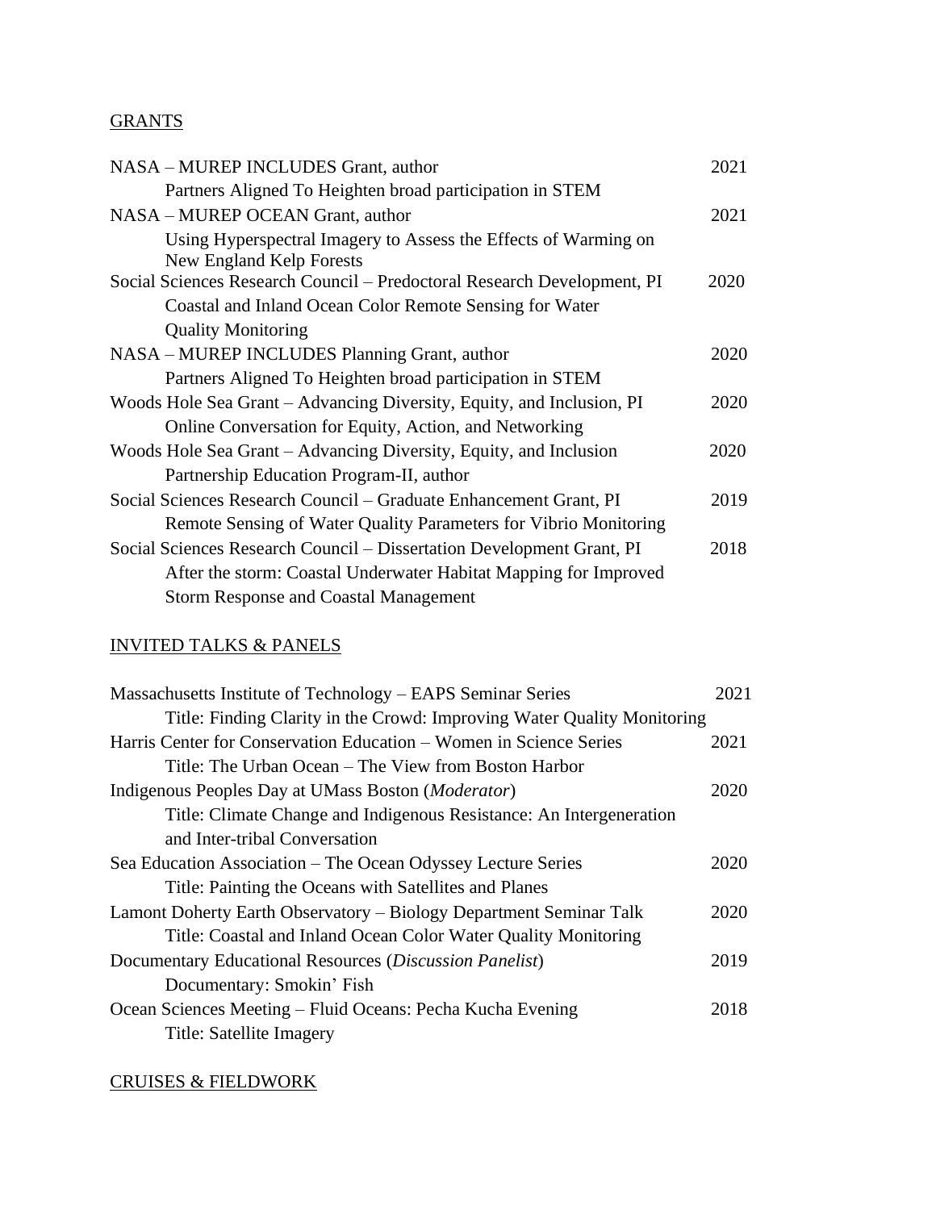## GRANTS

NASA – MUREP INCLUDES Grant, author — 2021
Partners Aligned To Heighten broad participation in STEM

NASA – MUREP OCEAN Grant, author — 2021
Using Hyperspectral Imagery to Assess the Effects of Warming on New England Kelp Forests

Social Sciences Research Council – Predoctoral Research Development, PI — 2020
Coastal and Inland Ocean Color Remote Sensing for Water Quality Monitoring

NASA – MUREP INCLUDES Planning Grant, author — 2020
Partners Aligned To Heighten broad participation in STEM

Woods Hole Sea Grant – Advancing Diversity, Equity, and Inclusion, PI — 2020
Online Conversation for Equity, Action, and Networking

Woods Hole Sea Grant – Advancing Diversity, Equity, and Inclusion — 2020
Partnership Education Program-II, author

Social Sciences Research Council – Graduate Enhancement Grant, PI — 2019
Remote Sensing of Water Quality Parameters for Vibrio Monitoring

Social Sciences Research Council – Dissertation Development Grant, PI — 2018
After the storm: Coastal Underwater Habitat Mapping for Improved Storm Response and Coastal Management

## INVITED TALKS & PANELS

Massachusetts Institute of Technology – EAPS Seminar Series — 2021
Title: Finding Clarity in the Crowd: Improving Water Quality Monitoring

Harris Center for Conservation Education – Women in Science Series — 2021
Title: The Urban Ocean – The View from Boston Harbor

Indigenous Peoples Day at UMass Boston (*Moderator*) — 2020
Title: Climate Change and Indigenous Resistance: An Intergeneration and Inter-tribal Conversation

Sea Education Association – The Ocean Odyssey Lecture Series — 2020
Title: Painting the Oceans with Satellites and Planes

Lamont Doherty Earth Observatory – Biology Department Seminar Talk — 2020
Title: Coastal and Inland Ocean Color Water Quality Monitoring

Documentary Educational Resources (*Discussion Panelist*) — 2019
Documentary: Smokin' Fish

Ocean Sciences Meeting – Fluid Oceans: Pecha Kucha Evening — 2018
Title: Satellite Imagery

## CRUISES & FIELDWORK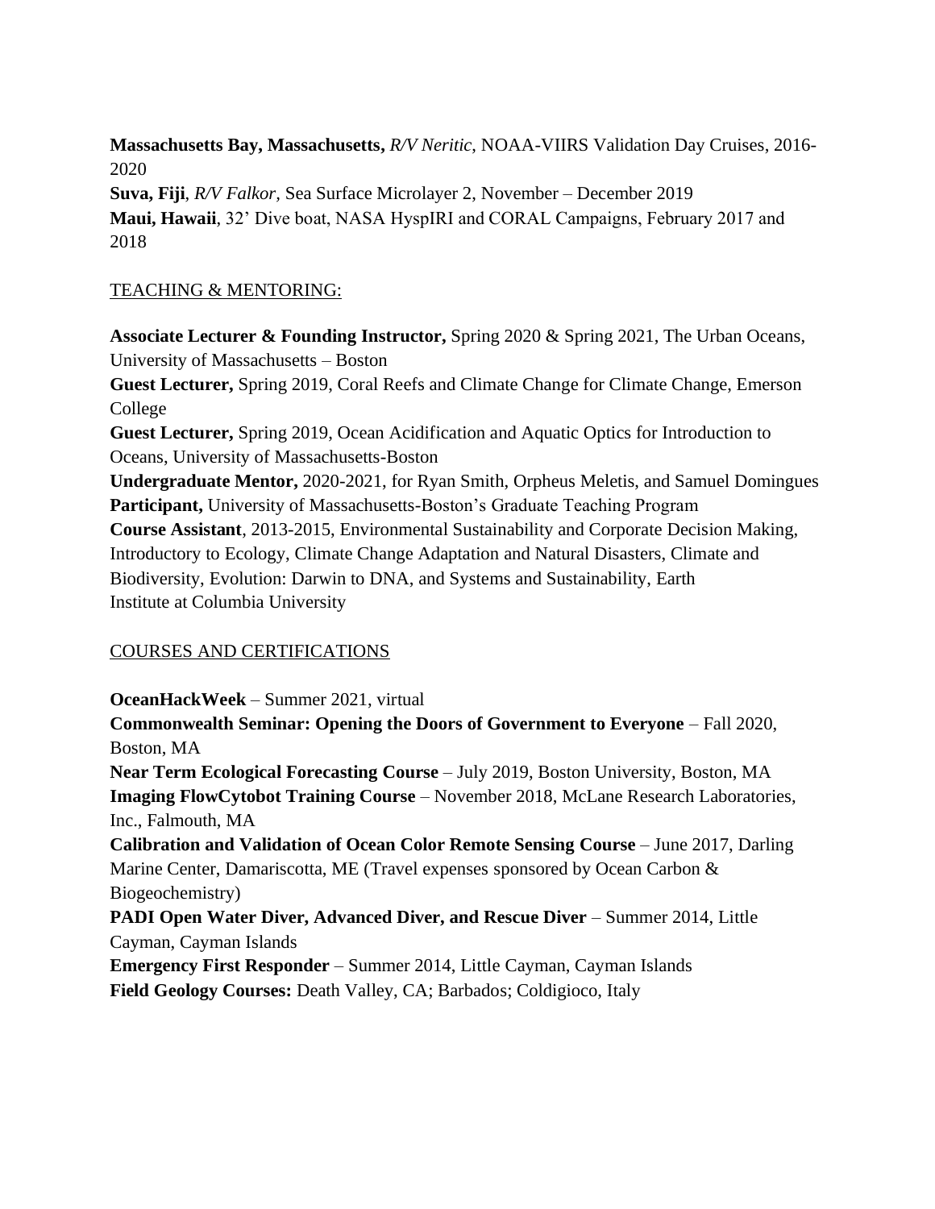**Massachusetts Bay, Massachusetts,** *R/V Neritic*, NOAA-VIIRS Validation Day Cruises, 2016-2020

**Suva, Fiji**, *R/V Falkor*, Sea Surface Microlayer 2, November – December 2019

**Maui, Hawaii**, 32' Dive boat, NASA HyspIRI and CORAL Campaigns, February 2017 and 2018

## TEACHING & MENTORING:

**Associate Lecturer & Founding Instructor,** Spring 2020 & Spring 2021, The Urban Oceans, University of Massachusetts – Boston

**Guest Lecturer,** Spring 2019, Coral Reefs and Climate Change for Climate Change, Emerson College

**Guest Lecturer,** Spring 2019, Ocean Acidification and Aquatic Optics for Introduction to Oceans, University of Massachusetts-Boston

**Undergraduate Mentor,** 2020-2021, for Ryan Smith, Orpheus Meletis, and Samuel Domingues

**Participant,** University of Massachusetts-Boston's Graduate Teaching Program

**Course Assistant**, 2013-2015, Environmental Sustainability and Corporate Decision Making, Introductory to Ecology, Climate Change Adaptation and Natural Disasters, Climate and Biodiversity, Evolution: Darwin to DNA, and Systems and Sustainability, Earth Institute at Columbia University

## COURSES AND CERTIFICATIONS

**OceanHackWeek** – Summer 2021, virtual

**Commonwealth Seminar: Opening the Doors of Government to Everyone** – Fall 2020, Boston, MA

**Near Term Ecological Forecasting Course** – July 2019, Boston University, Boston, MA

**Imaging FlowCytobot Training Course** – November 2018, McLane Research Laboratories, Inc., Falmouth, MA

**Calibration and Validation of Ocean Color Remote Sensing Course** – June 2017, Darling Marine Center, Damariscotta, ME (Travel expenses sponsored by Ocean Carbon & Biogeochemistry)

**PADI Open Water Diver, Advanced Diver, and Rescue Diver** – Summer 2014, Little Cayman, Cayman Islands

**Emergency First Responder** – Summer 2014, Little Cayman, Cayman Islands

**Field Geology Courses:** Death Valley, CA; Barbados; Coldigioco, Italy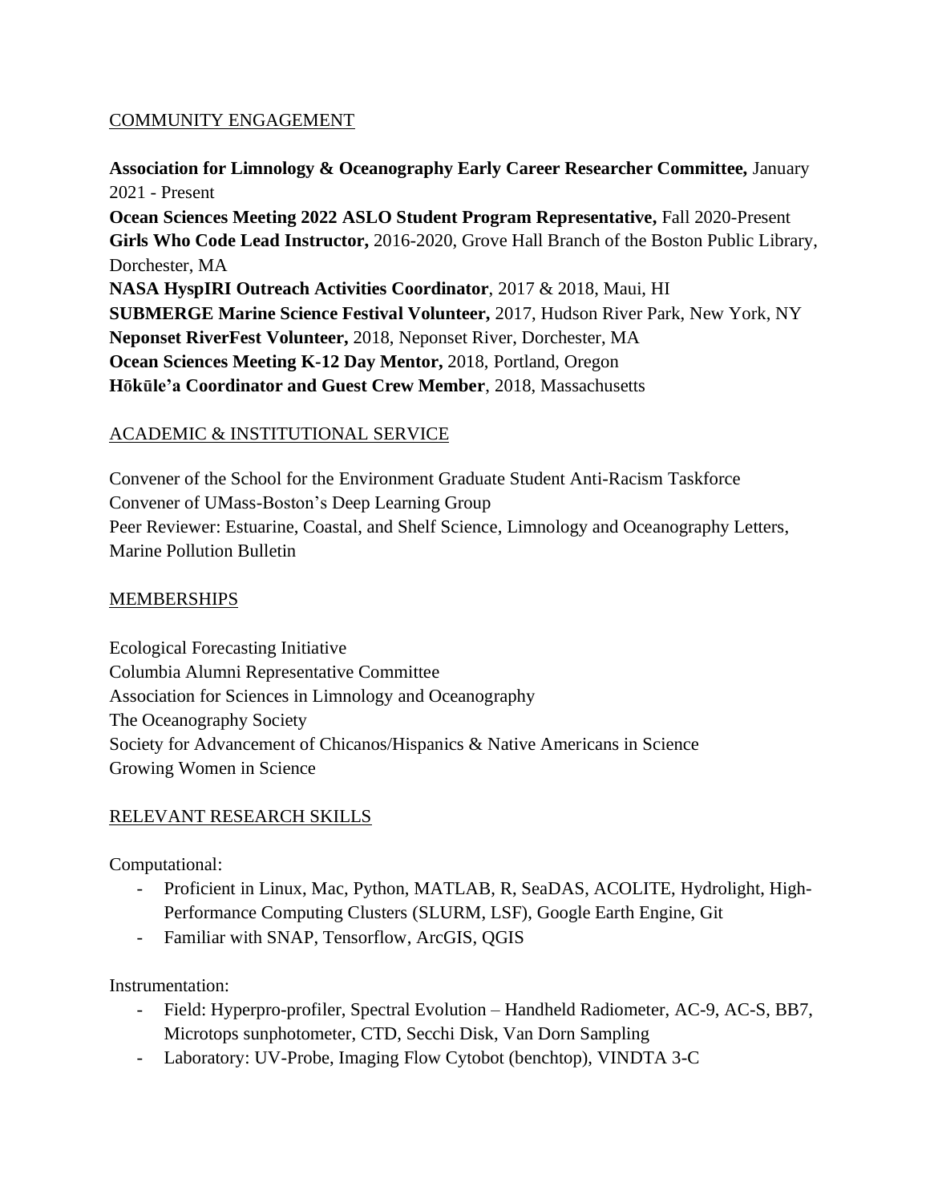## COMMUNITY ENGAGEMENT

**Association for Limnology & Oceanography Early Career Researcher Committee,** January 2021 - Present
**Ocean Sciences Meeting 2022 ASLO Student Program Representative,** Fall 2020-Present
**Girls Who Code Lead Instructor,** 2016-2020, Grove Hall Branch of the Boston Public Library, Dorchester, MA
**NASA HyspIRI Outreach Activities Coordinator**, 2017 & 2018, Maui, HI
**SUBMERGE Marine Science Festival Volunteer,** 2017, Hudson River Park, New York, NY
**Neponset RiverFest Volunteer,** 2018, Neponset River, Dorchester, MA
**Ocean Sciences Meeting K-12 Day Mentor,** 2018, Portland, Oregon
**Hōkūle'a Coordinator and Guest Crew Member**, 2018, Massachusetts

## ACADEMIC & INSTITUTIONAL SERVICE

Convener of the School for the Environment Graduate Student Anti-Racism Taskforce
Convener of UMass-Boston's Deep Learning Group
Peer Reviewer: Estuarine, Coastal, and Shelf Science, Limnology and Oceanography Letters, Marine Pollution Bulletin

## MEMBERSHIPS

Ecological Forecasting Initiative
Columbia Alumni Representative Committee
Association for Sciences in Limnology and Oceanography
The Oceanography Society
Society for Advancement of Chicanos/Hispanics & Native Americans in Science
Growing Women in Science

## RELEVANT RESEARCH SKILLS

Computational:

- Proficient in Linux, Mac, Python, MATLAB, R, SeaDAS, ACOLITE, Hydrolight, High-Performance Computing Clusters (SLURM, LSF), Google Earth Engine, Git
- Familiar with SNAP, Tensorflow, ArcGIS, QGIS

Instrumentation:

- Field: Hyperpro-profiler, Spectral Evolution – Handheld Radiometer, AC-9, AC-S, BB7, Microtops sunphotometer, CTD, Secchi Disk, Van Dorn Sampling
- Laboratory: UV-Probe, Imaging Flow Cytobot (benchtop), VINDTA 3-C